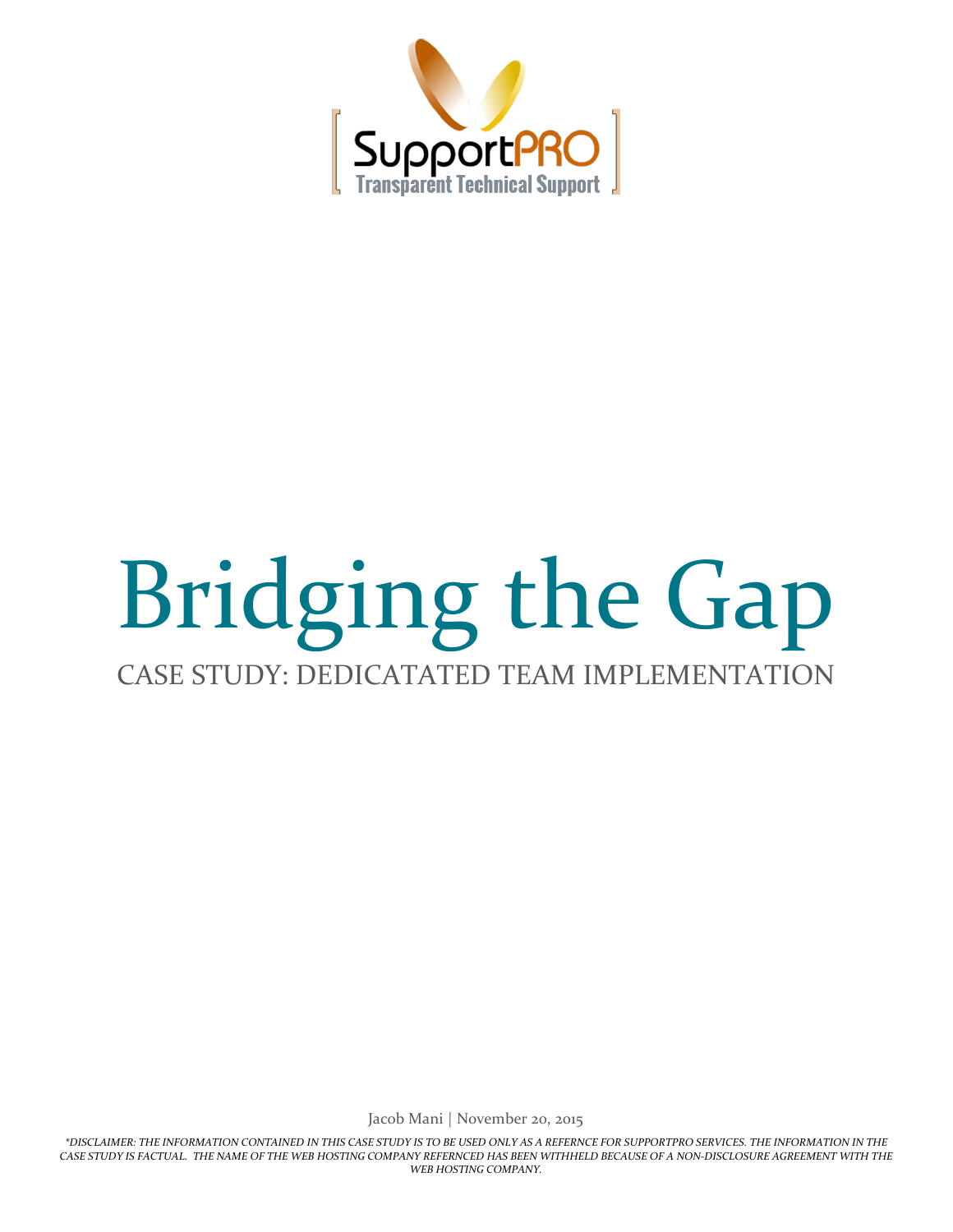SupportPRO
Transparent Technical Support

# Bridging the Gap

## CASE STUDY: DEDICATATED TEAM IMPLEMENTATION

Jacob Mani | November 20, 2015

*\*DISCLAIMER: THE INFORMATION CONTAINED IN THIS CASE STUDY IS TO BE USED ONLY AS A REFERNCE FOR SUPPORTPRO SERVICES. THE INFORMATION IN THE CASE STUDY IS FACTUAL. THE NAME OF THE WEB HOSTING COMPANY REFERNCED HAS BEEN WITHHELD BECAUSE OF A NON-DISCLOSURE AGREEMENT WITH THE WEB HOSTING COMPANY.*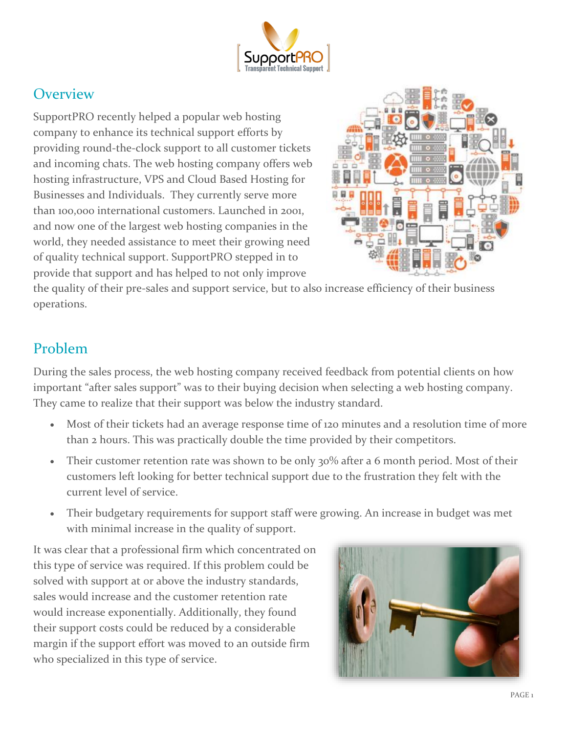## Overview

SupportPRO recently helped a popular web hosting company to enhance its technical support efforts by providing round-the-clock support to all customer tickets and incoming chats. The web hosting company offers web hosting infrastructure, VPS and Cloud Based Hosting for Businesses and Individuals. They currently serve more than 100,000 international customers. Launched in 2001, and now one of the largest web hosting companies in the world, they needed assistance to meet their growing need of quality technical support. SupportPRO stepped in to provide that support and has helped to not only improve the quality of their pre-sales and support service, but to also increase efficiency of their business operations.

## Problem

During the sales process, the web hosting company received feedback from potential clients on how important "after sales support" was to their buying decision when selecting a web hosting company. They came to realize that their support was below the industry standard.

- Most of their tickets had an average response time of 120 minutes and a resolution time of more than 2 hours. This was practically double the time provided by their competitors.
- Their customer retention rate was shown to be only 30% after a 6 month period. Most of their customers left looking for better technical support due to the frustration they felt with the current level of service.
- Their budgetary requirements for support staff were growing. An increase in budget was met with minimal increase in the quality of support.

It was clear that a professional firm which concentrated on this type of service was required. If this problem could be solved with support at or above the industry standards, sales would increase and the customer retention rate would increase exponentially. Additionally, they found their support costs could be reduced by a considerable margin if the support effort was moved to an outside firm who specialized in this type of service.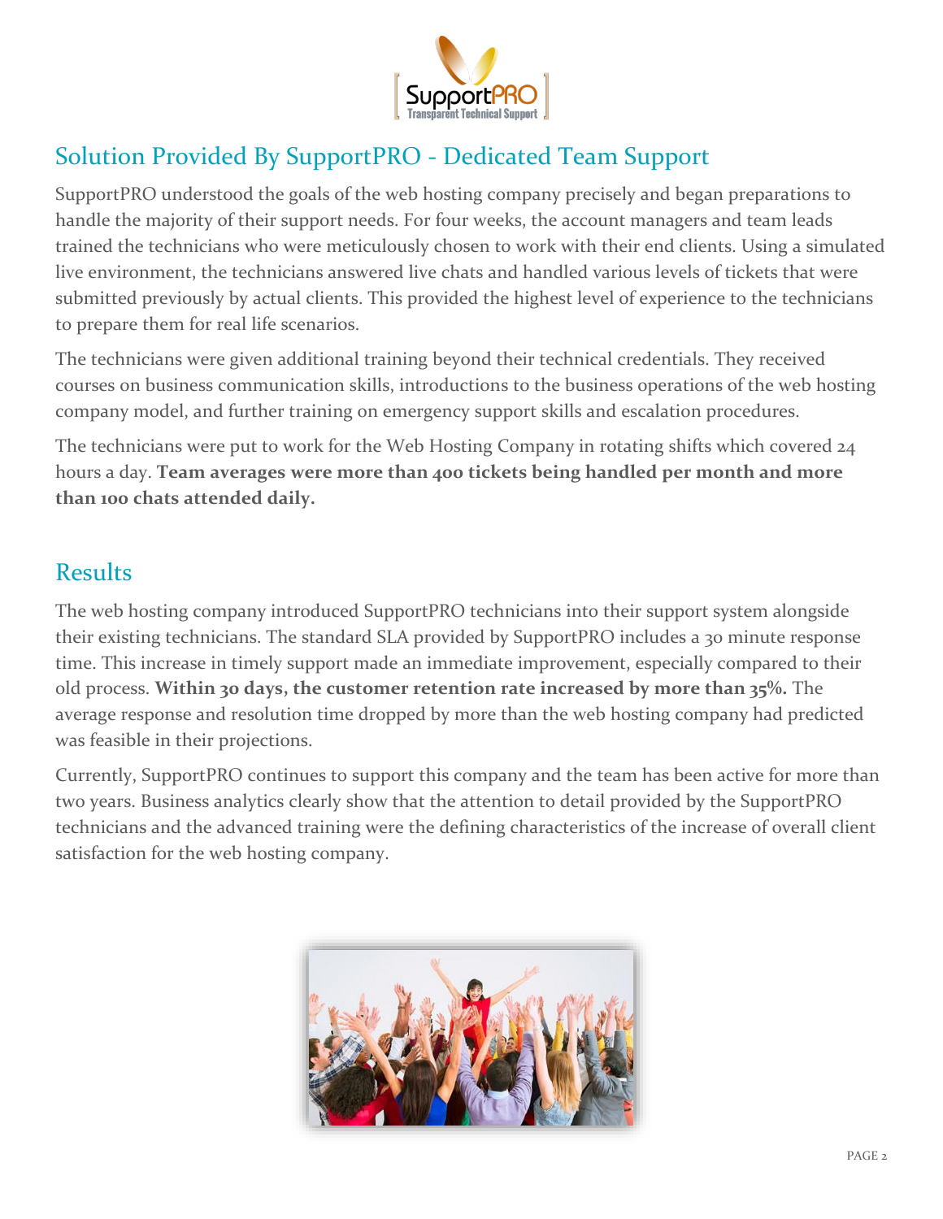## Solution Provided By SupportPRO - Dedicated Team Support

SupportPRO understood the goals of the web hosting company precisely and began preparations to handle the majority of their support needs. For four weeks, the account managers and team leads trained the technicians who were meticulously chosen to work with their end clients. Using a simulated live environment, the technicians answered live chats and handled various levels of tickets that were submitted previously by actual clients. This provided the highest level of experience to the technicians to prepare them for real life scenarios.

The technicians were given additional training beyond their technical credentials. They received courses on business communication skills, introductions to the business operations of the web hosting company model, and further training on emergency support skills and escalation procedures.

The technicians were put to work for the Web Hosting Company in rotating shifts which covered 24 hours a day. **Team averages were more than 400 tickets being handled per month and more than 100 chats attended daily.**

## Results

The web hosting company introduced SupportPRO technicians into their support system alongside their existing technicians. The standard SLA provided by SupportPRO includes a 30 minute response time. This increase in timely support made an immediate improvement, especially compared to their old process. **Within 30 days, the customer retention rate increased by more than 35%.** The average response and resolution time dropped by more than the web hosting company had predicted was feasible in their projections.

Currently, SupportPRO continues to support this company and the team has been active for more than two years. Business analytics clearly show that the attention to detail provided by the SupportPRO technicians and the advanced training were the defining characteristics of the increase of overall client satisfaction for the web hosting company.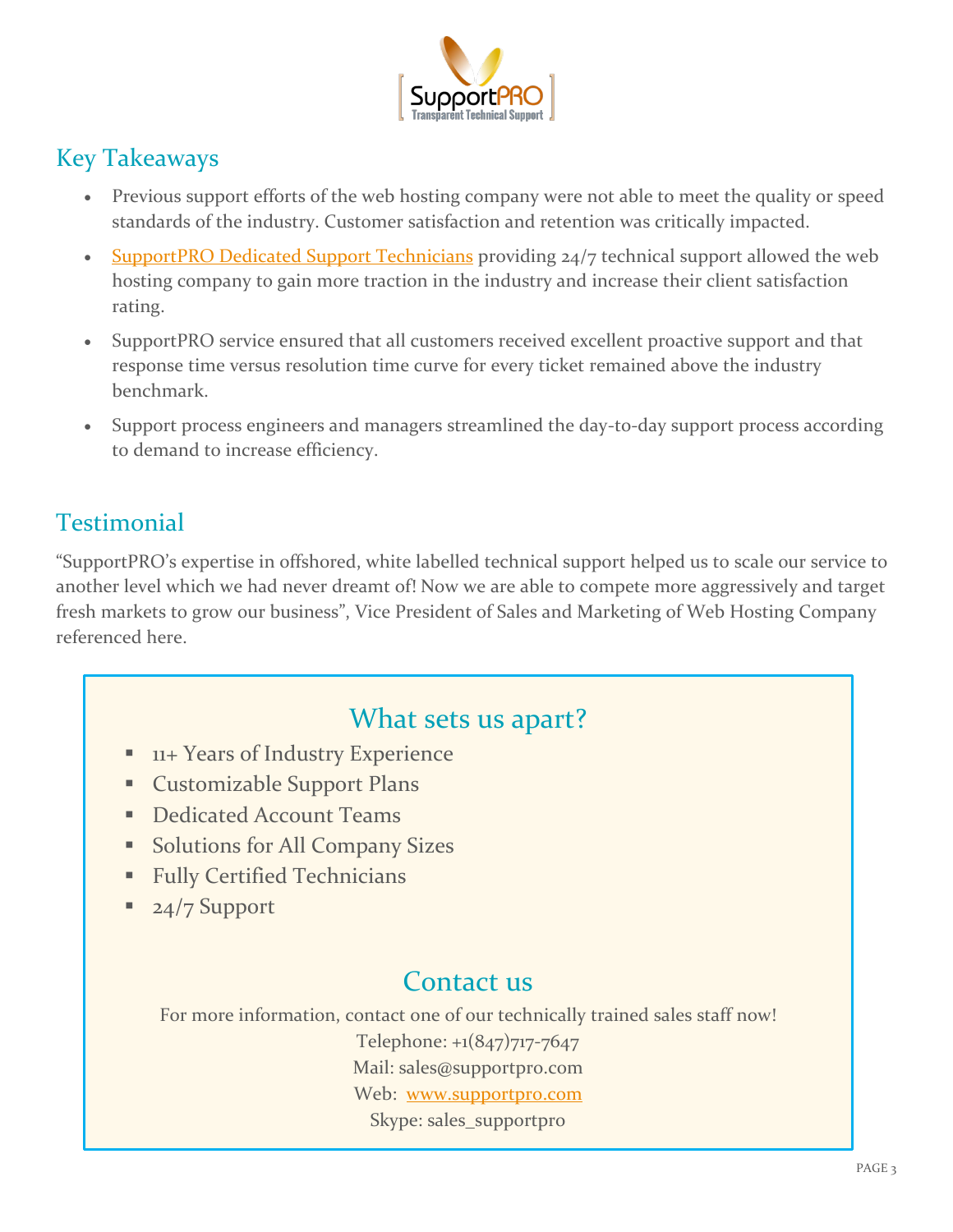## Key Takeaways

- Previous support efforts of the web hosting company were not able to meet the quality or speed standards of the industry. Customer satisfaction and retention was critically impacted.
- SupportPRO Dedicated Support Technicians providing 24/7 technical support allowed the web hosting company to gain more traction in the industry and increase their client satisfaction rating.
- SupportPRO service ensured that all customers received excellent proactive support and that response time versus resolution time curve for every ticket remained above the industry benchmark.
- Support process engineers and managers streamlined the day-to-day support process according to demand to increase efficiency.

## Testimonial

"SupportPRO's expertise in offshored, white labelled technical support helped us to scale our service to another level which we had never dreamt of! Now we are able to compete more aggressively and target fresh markets to grow our business", Vice President of Sales and Marketing of Web Hosting Company referenced here.

## What sets us apart?

- 11+ Years of Industry Experience
- Customizable Support Plans
- Dedicated Account Teams
- Solutions for All Company Sizes
- Fully Certified Technicians
- 24/7 Support

## Contact us

For more information, contact one of our technically trained sales staff now!

Telephone: +1(847)717-7647

Mail: sales@supportpro.com

Web: www.supportpro.com

Skype: sales_supportpro